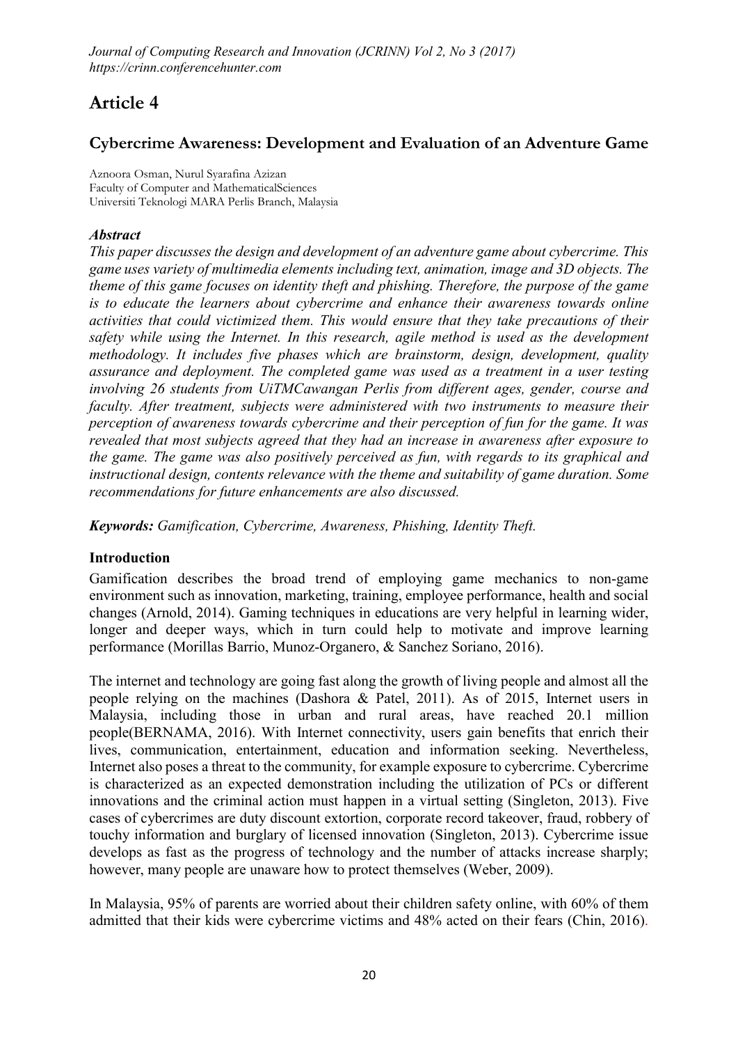# Article 4

## Cybercrime Awareness: Development and Evaluation of an Adventure Game

Aznoora Osman, Nurul Syarafina Azizan
Faculty of Computer and MathematicalSciences
Universiti Teknologi MARA Perlis Branch, Malaysia

### *Abstract*

*This paper discusses the design and development of an adventure game about cybercrime. This game uses variety of multimedia elements including text, animation, image and 3D objects. The theme of this game focuses on identity theft and phishing. Therefore, the purpose of the game is to educate the learners about cybercrime and enhance their awareness towards online activities that could victimized them. This would ensure that they take precautions of their safety while using the Internet. In this research, agile method is used as the development methodology. It includes five phases which are brainstorm, design, development, quality assurance and deployment. The completed game was used as a treatment in a user testing involving 26 students from UiTMCawangan Perlis from different ages, gender, course and faculty. After treatment, subjects were administered with two instruments to measure their perception of awareness towards cybercrime and their perception of fun for the game. It was revealed that most subjects agreed that they had an increase in awareness after exposure to the game. The game was also positively perceived as fun, with regards to its graphical and instructional design, contents relevance with the theme and suitability of game duration. Some recommendations for future enhancements are also discussed.*

***Keywords:*** *Gamification, Cybercrime, Awareness, Phishing, Identity Theft.*

### Introduction

Gamification describes the broad trend of employing game mechanics to non-game environment such as innovation, marketing, training, employee performance, health and social changes (Arnold, 2014). Gaming techniques in educations are very helpful in learning wider, longer and deeper ways, which in turn could help to motivate and improve learning performance (Morillas Barrio, Munoz-Organero, & Sanchez Soriano, 2016).

The internet and technology are going fast along the growth of living people and almost all the people relying on the machines (Dashora & Patel, 2011). As of 2015, Internet users in Malaysia, including those in urban and rural areas, have reached 20.1 million people(BERNAMA, 2016). With Internet connectivity, users gain benefits that enrich their lives, communication, entertainment, education and information seeking. Nevertheless, Internet also poses a threat to the community, for example exposure to cybercrime. Cybercrime is characterized as an expected demonstration including the utilization of PCs or different innovations and the criminal action must happen in a virtual setting (Singleton, 2013). Five cases of cybercrimes are duty discount extortion, corporate record takeover, fraud, robbery of touchy information and burglary of licensed innovation (Singleton, 2013). Cybercrime issue develops as fast as the progress of technology and the number of attacks increase sharply; however, many people are unaware how to protect themselves (Weber, 2009).

In Malaysia, 95% of parents are worried about their children safety online, with 60% of them admitted that their kids were cybercrime victims and 48% acted on their fears (Chin, 2016).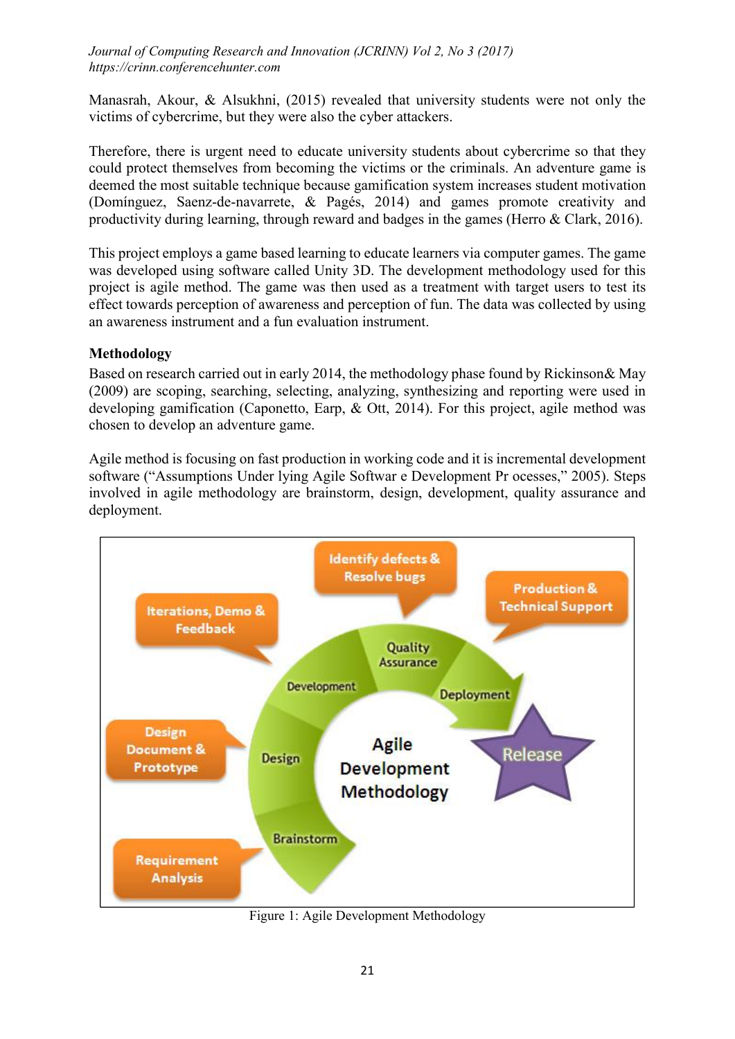Manasrah, Akour, & Alsukhni, (2015) revealed that university students were not only the victims of cybercrime, but they were also the cyber attackers.

Therefore, there is urgent need to educate university students about cybercrime so that they could protect themselves from becoming the victims or the criminals. An adventure game is deemed the most suitable technique because gamification system increases student motivation (Domínguez, Saenz-de-navarrete, & Pagés, 2014) and games promote creativity and productivity during learning, through reward and badges in the games (Herro & Clark, 2016).

This project employs a game based learning to educate learners via computer games. The game was developed using software called Unity 3D. The development methodology used for this project is agile method. The game was then used as a treatment with target users to test its effect towards perception of awareness and perception of fun. The data was collected by using an awareness instrument and a fun evaluation instrument.

**Methodology**

Based on research carried out in early 2014, the methodology phase found by Rickinson& May (2009) are scoping, searching, selecting, analyzing, synthesizing and reporting were used in developing gamification (Caponetto, Earp, & Ott, 2014). For this project, agile method was chosen to develop an adventure game.

Agile method is focusing on fast production in working code and it is incremental development software ("Assumptions Under lying Agile Softwar e Development Pr ocesses," 2005). Steps involved in agile methodology are brainstorm, design, development, quality assurance and deployment.

Figure 1: Agile Development Methodology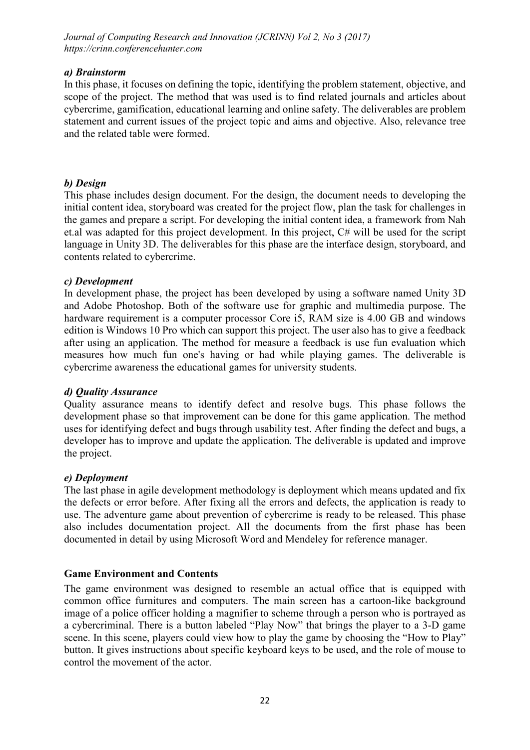#### *a) Brainstorm*

In this phase, it focuses on defining the topic, identifying the problem statement, objective, and scope of the project. The method that was used is to find related journals and articles about cybercrime, gamification, educational learning and online safety. The deliverables are problem statement and current issues of the project topic and aims and objective. Also, relevance tree and the related table were formed.

#### *b) Design*

This phase includes design document. For the design, the document needs to developing the initial content idea, storyboard was created for the project flow, plan the task for challenges in the games and prepare a script. For developing the initial content idea, a framework from Nah et.al was adapted for this project development. In this project, C# will be used for the script language in Unity 3D. The deliverables for this phase are the interface design, storyboard, and contents related to cybercrime.

#### *c) Development*

In development phase, the project has been developed by using a software named Unity 3D and Adobe Photoshop. Both of the software use for graphic and multimedia purpose. The hardware requirement is a computer processor Core i5, RAM size is 4.00 GB and windows edition is Windows 10 Pro which can support this project. The user also has to give a feedback after using an application. The method for measure a feedback is use fun evaluation which measures how much fun one's having or had while playing games. The deliverable is cybercrime awareness the educational games for university students.

#### *d) Quality Assurance*

Quality assurance means to identify defect and resolve bugs. This phase follows the development phase so that improvement can be done for this game application. The method uses for identifying defect and bugs through usability test. After finding the defect and bugs, a developer has to improve and update the application. The deliverable is updated and improve the project.

#### *e) Deployment*

The last phase in agile development methodology is deployment which means updated and fix the defects or error before. After fixing all the errors and defects, the application is ready to use. The adventure game about prevention of cybercrime is ready to be released. This phase also includes documentation project. All the documents from the first phase has been documented in detail by using Microsoft Word and Mendeley for reference manager.

### Game Environment and Contents

The game environment was designed to resemble an actual office that is equipped with common office furnitures and computers. The main screen has a cartoon-like background image of a police officer holding a magnifier to scheme through a person who is portrayed as a cybercriminal. There is a button labeled "Play Now" that brings the player to a 3-D game scene. In this scene, players could view how to play the game by choosing the "How to Play" button. It gives instructions about specific keyboard keys to be used, and the role of mouse to control the movement of the actor.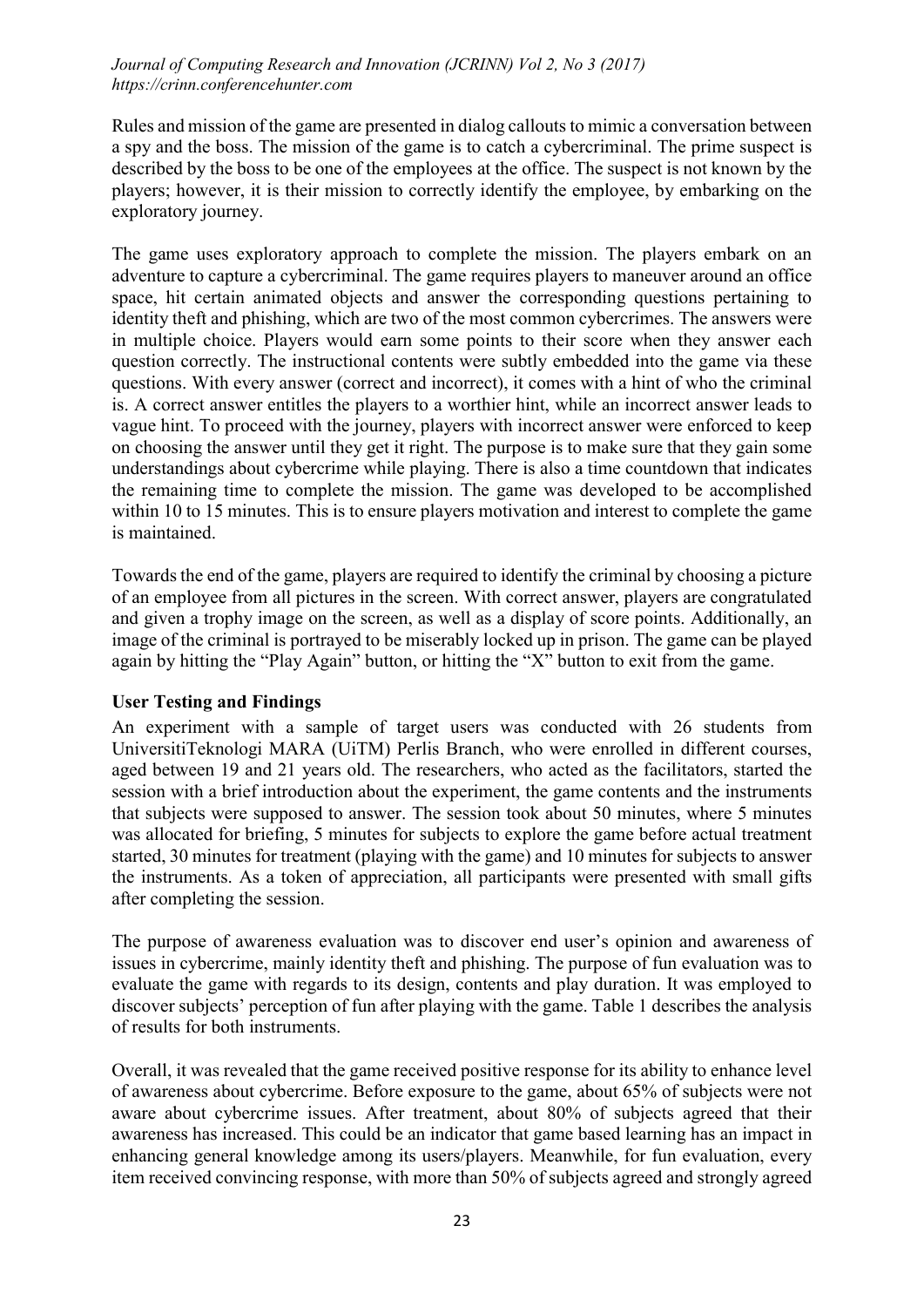Rules and mission of the game are presented in dialog callouts to mimic a conversation between a spy and the boss. The mission of the game is to catch a cybercriminal. The prime suspect is described by the boss to be one of the employees at the office. The suspect is not known by the players; however, it is their mission to correctly identify the employee, by embarking on the exploratory journey.

The game uses exploratory approach to complete the mission. The players embark on an adventure to capture a cybercriminal. The game requires players to maneuver around an office space, hit certain animated objects and answer the corresponding questions pertaining to identity theft and phishing, which are two of the most common cybercrimes. The answers were in multiple choice. Players would earn some points to their score when they answer each question correctly. The instructional contents were subtly embedded into the game via these questions. With every answer (correct and incorrect), it comes with a hint of who the criminal is. A correct answer entitles the players to a worthier hint, while an incorrect answer leads to vague hint. To proceed with the journey, players with incorrect answer were enforced to keep on choosing the answer until they get it right. The purpose is to make sure that they gain some understandings about cybercrime while playing. There is also a time countdown that indicates the remaining time to complete the mission. The game was developed to be accomplished within 10 to 15 minutes. This is to ensure players motivation and interest to complete the game is maintained.

Towards the end of the game, players are required to identify the criminal by choosing a picture of an employee from all pictures in the screen. With correct answer, players are congratulated and given a trophy image on the screen, as well as a display of score points. Additionally, an image of the criminal is portrayed to be miserably locked up in prison. The game can be played again by hitting the "Play Again" button, or hitting the "X" button to exit from the game.

**User Testing and Findings**

An experiment with a sample of target users was conducted with 26 students from UniversitiTeknologi MARA (UiTM) Perlis Branch, who were enrolled in different courses, aged between 19 and 21 years old. The researchers, who acted as the facilitators, started the session with a brief introduction about the experiment, the game contents and the instruments that subjects were supposed to answer. The session took about 50 minutes, where 5 minutes was allocated for briefing, 5 minutes for subjects to explore the game before actual treatment started, 30 minutes for treatment (playing with the game) and 10 minutes for subjects to answer the instruments. As a token of appreciation, all participants were presented with small gifts after completing the session.

The purpose of awareness evaluation was to discover end user's opinion and awareness of issues in cybercrime, mainly identity theft and phishing. The purpose of fun evaluation was to evaluate the game with regards to its design, contents and play duration. It was employed to discover subjects' perception of fun after playing with the game. Table 1 describes the analysis of results for both instruments.

Overall, it was revealed that the game received positive response for its ability to enhance level of awareness about cybercrime. Before exposure to the game, about 65% of subjects were not aware about cybercrime issues. After treatment, about 80% of subjects agreed that their awareness has increased. This could be an indicator that game based learning has an impact in enhancing general knowledge among its users/players. Meanwhile, for fun evaluation, every item received convincing response, with more than 50% of subjects agreed and strongly agreed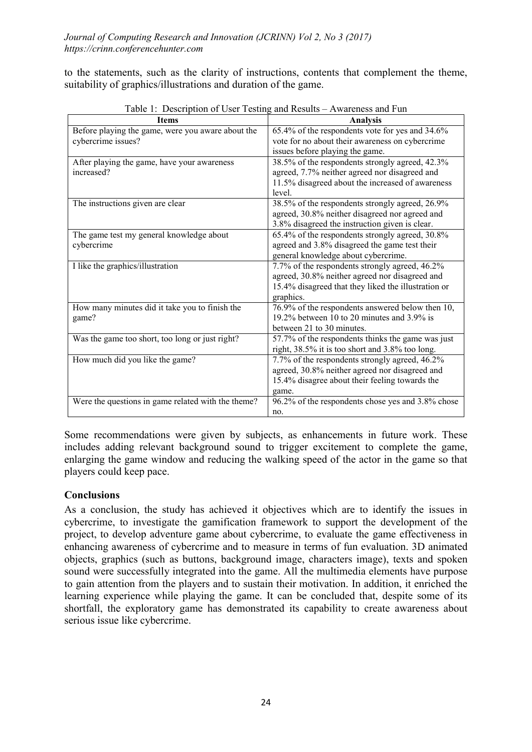to the statements, such as the clarity of instructions, contents that complement the theme, suitability of graphics/illustrations and duration of the game.

Table 1: Description of User Testing and Results – Awareness and Fun

| Items | Analysis |
|---|---|
| Before playing the game, were you aware about the cybercrime issues? | 65.4% of the respondents vote for yes and 34.6% vote for no about their awareness on cybercrime issues before playing the game. |
| After playing the game, have your awareness increased? | 38.5% of the respondents strongly agreed, 42.3% agreed, 7.7% neither agreed nor disagreed and 11.5% disagreed about the increased of awareness level. |
| The instructions given are clear | 38.5% of the respondents strongly agreed, 26.9% agreed, 30.8% neither disagreed nor agreed and 3.8% disagreed the instruction given is clear. |
| The game test my general knowledge about cybercrime | 65.4% of the respondents strongly agreed, 30.8% agreed and 3.8% disagreed the game test their general knowledge about cybercrime. |
| I like the graphics/illustration | 7.7% of the respondents strongly agreed, 46.2% agreed, 30.8% neither agreed nor disagreed and 15.4% disagreed that they liked the illustration or graphics. |
| How many minutes did it take you to finish the game? | 76.9% of the respondents answered below then 10, 19.2% between 10 to 20 minutes and 3.9% is between 21 to 30 minutes. |
| Was the game too short, too long or just right? | 57.7% of the respondents thinks the game was just right, 38.5% it is too short and 3.8% too long. |
| How much did you like the game? | 7.7% of the respondents strongly agreed, 46.2% agreed, 30.8% neither agreed nor disagreed and 15.4% disagree about their feeling towards the game. |
| Were the questions in game related with the theme? | 96.2% of the respondents chose yes and 3.8% chose no. |

Some recommendations were given by subjects, as enhancements in future work. These includes adding relevant background sound to trigger excitement to complete the game, enlarging the game window and reducing the walking speed of the actor in the game so that players could keep pace.

## Conclusions

As a conclusion, the study has achieved it objectives which are to identify the issues in cybercrime, to investigate the gamification framework to support the development of the project, to develop adventure game about cybercrime, to evaluate the game effectiveness in enhancing awareness of cybercrime and to measure in terms of fun evaluation. 3D animated objects, graphics (such as buttons, background image, characters image), texts and spoken sound were successfully integrated into the game. All the multimedia elements have purpose to gain attention from the players and to sustain their motivation. In addition, it enriched the learning experience while playing the game. It can be concluded that, despite some of its shortfall, the exploratory game has demonstrated its capability to create awareness about serious issue like cybercrime.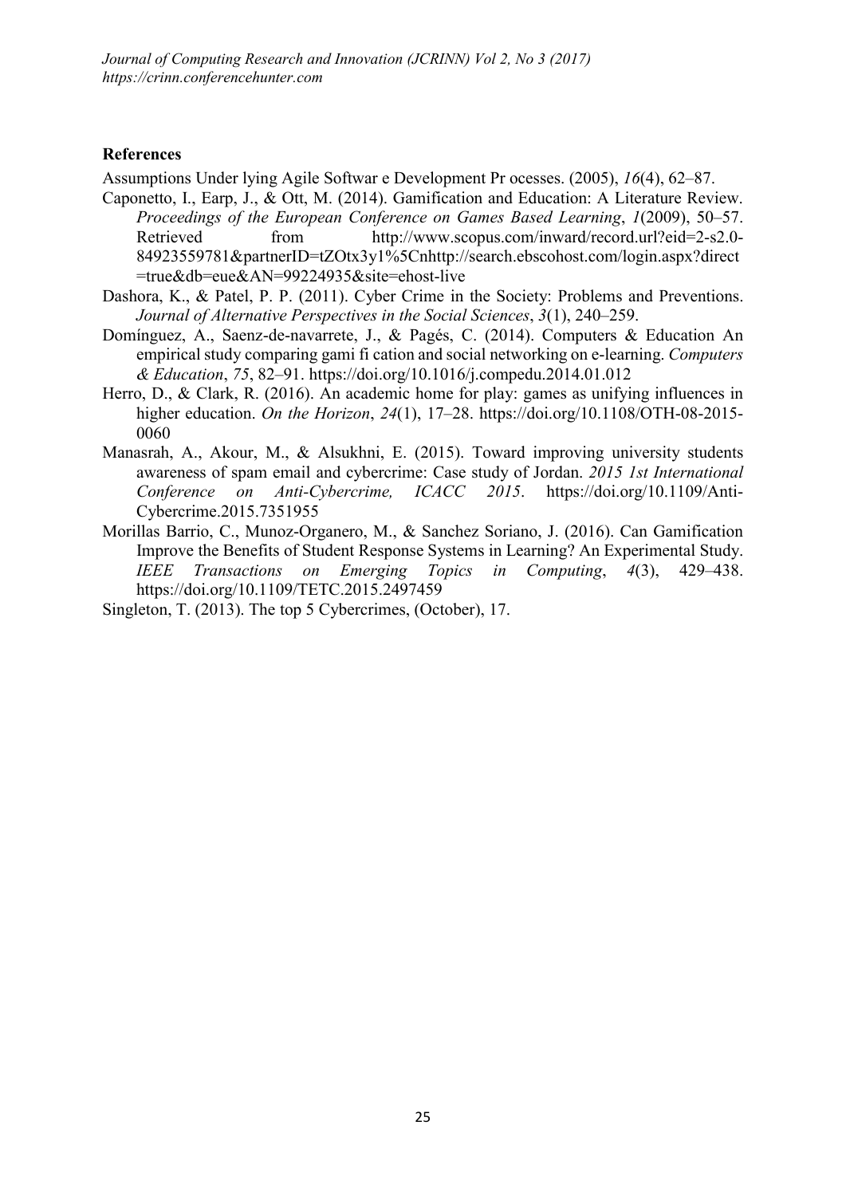## References

Assumptions Under lying Agile Softwar e Development Pr ocesses. (2005), *16*(4), 62–87.

Caponetto, I., Earp, J., & Ott, M. (2014). Gamification and Education: A Literature Review. *Proceedings of the European Conference on Games Based Learning*, *1*(2009), 50–57. Retrieved from http://www.scopus.com/inward/record.url?eid=2-s2.0-84923559781&partnerID=tZOtx3y1%5Cnhttp://search.ebscohost.com/login.aspx?direct=true&db=eue&AN=99224935&site=ehost-live

Dashora, K., & Patel, P. P. (2011). Cyber Crime in the Society: Problems and Preventions. *Journal of Alternative Perspectives in the Social Sciences*, *3*(1), 240–259.

Domínguez, A., Saenz-de-navarrete, J., & Pagés, C. (2014). Computers & Education An empirical study comparing gami fi cation and social networking on e-learning. *Computers & Education*, *75*, 82–91. https://doi.org/10.1016/j.compedu.2014.01.012

Herro, D., & Clark, R. (2016). An academic home for play: games as unifying influences in higher education. *On the Horizon*, *24*(1), 17–28. https://doi.org/10.1108/OTH-08-2015-0060

Manasrah, A., Akour, M., & Alsukhni, E. (2015). Toward improving university students awareness of spam email and cybercrime: Case study of Jordan. *2015 1st International Conference on Anti-Cybercrime, ICACC 2015*. https://doi.org/10.1109/Anti-Cybercrime.2015.7351955

Morillas Barrio, C., Munoz-Organero, M., & Sanchez Soriano, J. (2016). Can Gamification Improve the Benefits of Student Response Systems in Learning? An Experimental Study. *IEEE Transactions on Emerging Topics in Computing*, *4*(3), 429–438. https://doi.org/10.1109/TETC.2015.2497459

Singleton, T. (2013). The top 5 Cybercrimes, (October), 17.